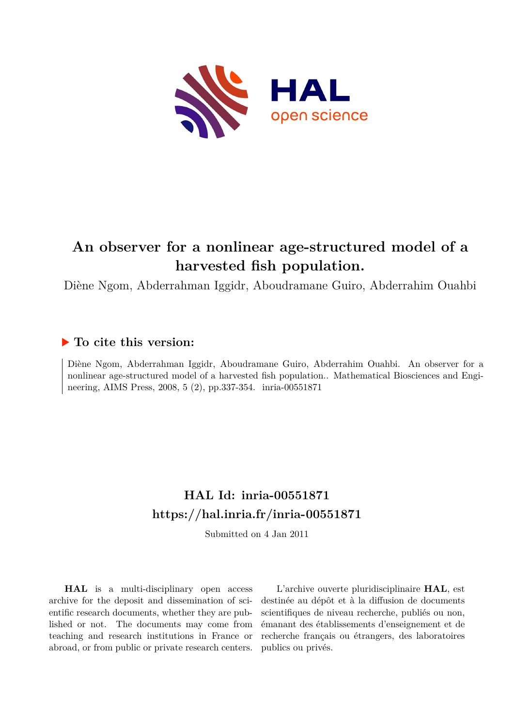# An observer for a nonlinear age-structured model of a harvested fish population.

Diène Ngom, Abderrahman Iggidr, Aboudramane Guiro, Abderrahim Ouahbi

## ▶ To cite this version:

Diène Ngom, Abderrahman Iggidr, Aboudramane Guiro, Abderrahim Ouahbi. An observer for a nonlinear age-structured model of a harvested fish population.. Mathematical Biosciences and Engineering, AIMS Press, 2008, 5 (2), pp.337-354. inria-00551871

## HAL Id: inria-00551871

## https://hal.inria.fr/inria-00551871

Submitted on 4 Jan 2011

**HAL** is a multi-disciplinary open access archive for the deposit and dissemination of scientific research documents, whether they are published or not. The documents may come from teaching and research institutions in France or abroad, or from public or private research centers.

L'archive ouverte pluridisciplinaire **HAL**, est destinée au dépôt et à la diffusion de documents scientifiques de niveau recherche, publiés ou non, émanant des établissements d'enseignement et de recherche français ou étrangers, des laboratoires publics ou privés.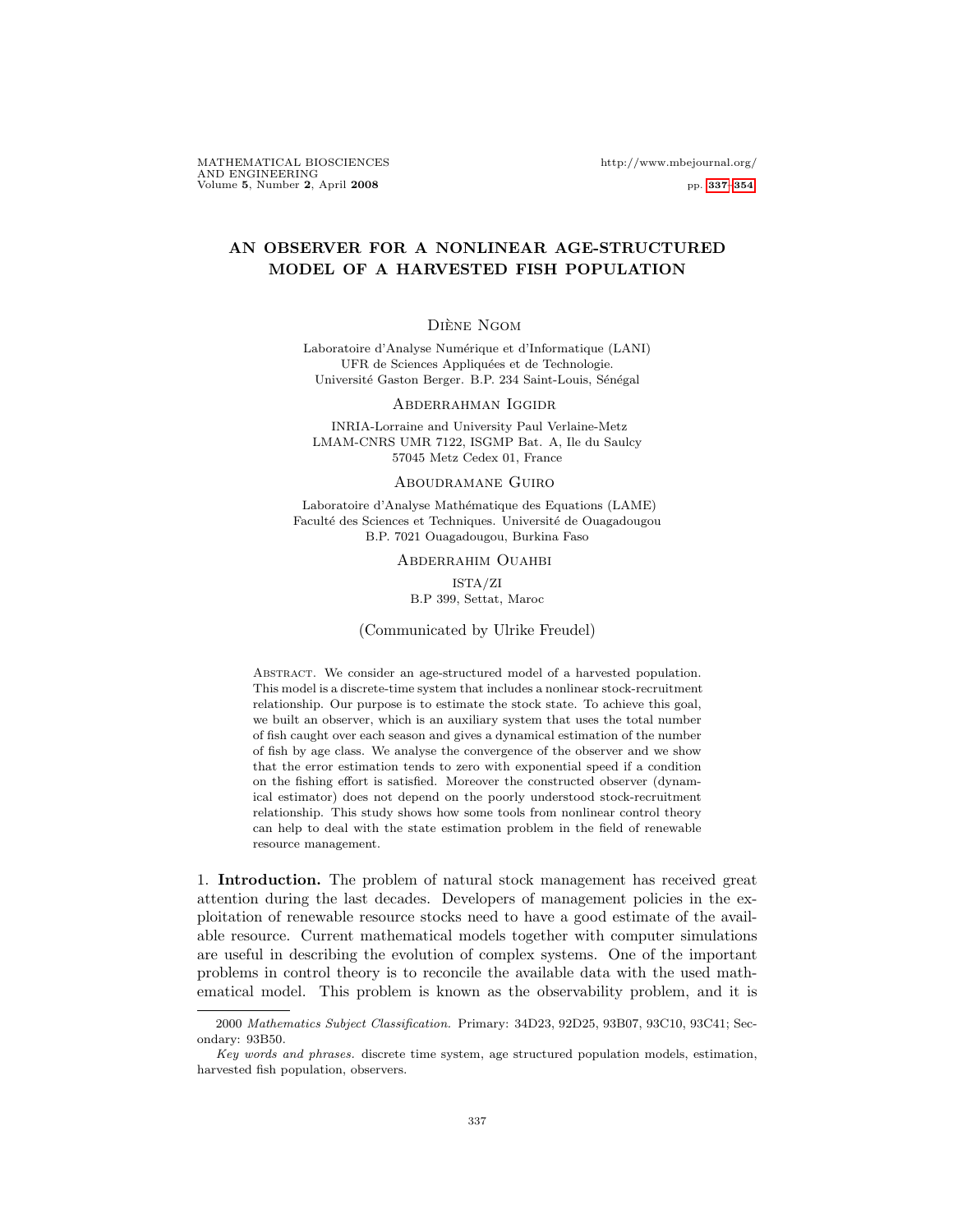# AN OBSERVER FOR A NONLINEAR AGE-STRUCTURED MODEL OF A HARVESTED FISH POPULATION

Diène Ngom

Laboratoire d'Analyse Numérique et d'Informatique (LANI)
UFR de Sciences Appliquées et de Technologie.
Université Gaston Berger. B.P. 234 Saint-Louis, Sénégal

Abderrahman Iggidr

INRIA-Lorraine and University Paul Verlaine-Metz
LMAM-CNRS UMR 7122, ISGMP Bat. A, Ile du Saulcy
57045 Metz Cedex 01, France

Aboudramane Guiro

Laboratoire d'Analyse Mathématique des Equations (LAME)
Faculté des Sciences et Techniques. Université de Ouagadougou
B.P. 7021 Ouagadougou, Burkina Faso

Abderrahim Ouahbi

ISTA/ZI
B.P 399, Settat, Maroc

(Communicated by Ulrike Freudel)

Abstract. We consider an age-structured model of a harvested population. This model is a discrete-time system that includes a nonlinear stock-recruitment relationship. Our purpose is to estimate the stock state. To achieve this goal, we built an observer, which is an auxiliary system that uses the total number of fish caught over each season and gives a dynamical estimation of the number of fish by age class. We analyse the convergence of the observer and we show that the error estimation tends to zero with exponential speed if a condition on the fishing effort is satisfied. Moreover the constructed observer (dynamical estimator) does not depend on the poorly understood stock-recruitment relationship. This study shows how some tools from nonlinear control theory can help to deal with the state estimation problem in the field of renewable resource management.

## 1. Introduction.

The problem of natural stock management has received great attention during the last decades. Developers of management policies in the exploitation of renewable resource stocks need to have a good estimate of the available resource. Current mathematical models together with computer simulations are useful in describing the evolution of complex systems. One of the important problems in control theory is to reconcile the available data with the used mathematical model. This problem is known as the observability problem, and it is

2000 *Mathematics Subject Classification.* Primary: 34D23, 92D25, 93B07, 93C10, 93C41; Secondary: 93B50.

*Key words and phrases.* discrete time system, age structured population models, estimation, harvested fish population, observers.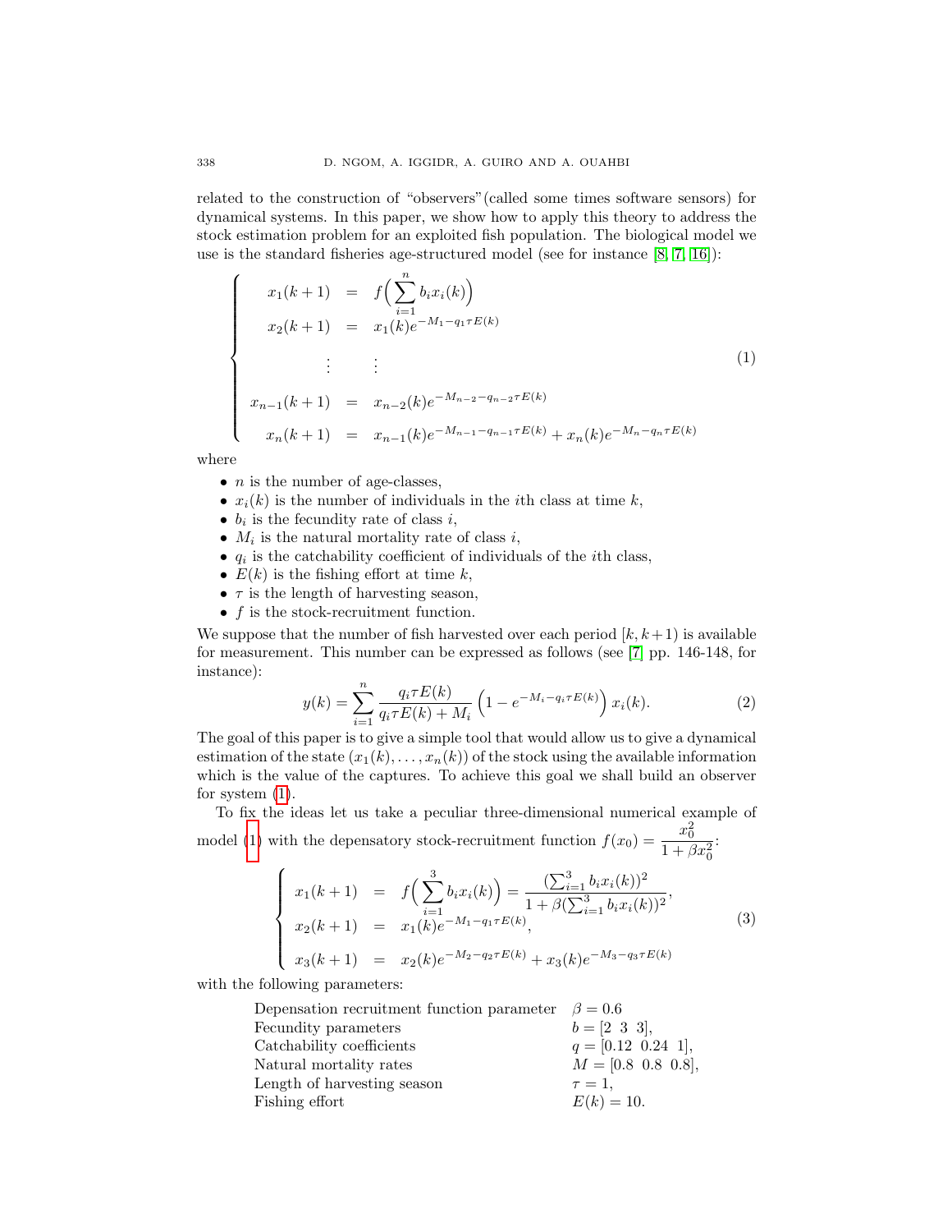related to the construction of "observers"(called some times software sensors) for dynamical systems. In this paper, we show how to apply this theory to address the stock estimation problem for an exploited fish population. The biological model we use is the standard fisheries age-structured model (see for instance [8, 7, 16]):

$$
\left\{
\begin{array}{rcl}
x_1(k+1) & = & f\Big(\displaystyle\sum_{i=1}^{n} b_i x_i(k)\Big) \\
x_2(k+1) & = & x_1(k)e^{-M_1 - q_1 \tau E(k)} \\
\vdots & & \vdots \\
x_{n-1}(k+1) & = & x_{n-2}(k)e^{-M_{n-2} - q_{n-2} \tau E(k)} \\
x_n(k+1) & = & x_{n-1}(k)e^{-M_{n-1} - q_{n-1} \tau E(k)} + x_n(k)e^{-M_n - q_n \tau E(k)}
\end{array}
\right.
\tag{1}
$$

where

- $n$ is the number of age-classes,
- $x_i(k)$ is the number of individuals in the $i$th class at time $k$,
- $b_i$ is the fecundity rate of class $i$,
- $M_i$ is the natural mortality rate of class $i$,
- $q_i$ is the catchability coefficient of individuals of the $i$th class,
- $E(k)$ is the fishing effort at time $k$,
- $\tau$ is the length of harvesting season,
- $f$ is the stock-recruitment function.

We suppose that the number of fish harvested over each period $[k, k+1)$ is available for measurement. This number can be expressed as follows (see [7] pp. 146-148, for instance):

$$
y(k) = \sum_{i=1}^{n} \frac{q_i \tau E(k)}{q_i \tau E(k) + M_i} \left(1 - e^{-M_i - q_i \tau E(k)}\right) x_i(k). \tag{2}
$$

The goal of this paper is to give a simple tool that would allow us to give a dynamical estimation of the state $(x_1(k), \ldots, x_n(k))$ of the stock using the available information which is the value of the captures. To achieve this goal we shall build an observer for system (1).

To fix the ideas let us take a peculiar three-dimensional numerical example of model (1) with the depensatory stock-recruitment function $f(x_0) = \dfrac{x_0^2}{1 + \beta x_0^2}$:

$$
\left\{
\begin{array}{rcl}
x_1(k+1) & = & f\Big(\displaystyle\sum_{i=1}^{3} b_i x_i(k)\Big) = \dfrac{(\sum_{i=1}^{3} b_i x_i(k))^2}{1 + \beta(\sum_{i=1}^{3} b_i x_i(k))^2}, \\
x_2(k+1) & = & x_1(k)e^{-M_1 - q_1 \tau E(k)}, \\
x_3(k+1) & = & x_2(k)e^{-M_2 - q_2 \tau E(k)} + x_3(k)e^{-M_3 - q_3 \tau E(k)}
\end{array}
\right.
\tag{3}
$$

with the following parameters:

| | |
|---|---|
| Depensation recruitment function parameter | $\beta = 0.6$ |
| Fecundity parameters | $b = [2\ \ 3\ \ 3]$, |
| Catchability coefficients | $q = [0.12\ \ 0.24\ \ 1]$, |
| Natural mortality rates | $M = [0.8\ \ 0.8\ \ 0.8]$, |
| Length of harvesting season | $\tau = 1$, |
| Fishing effort | $E(k) = 10$. |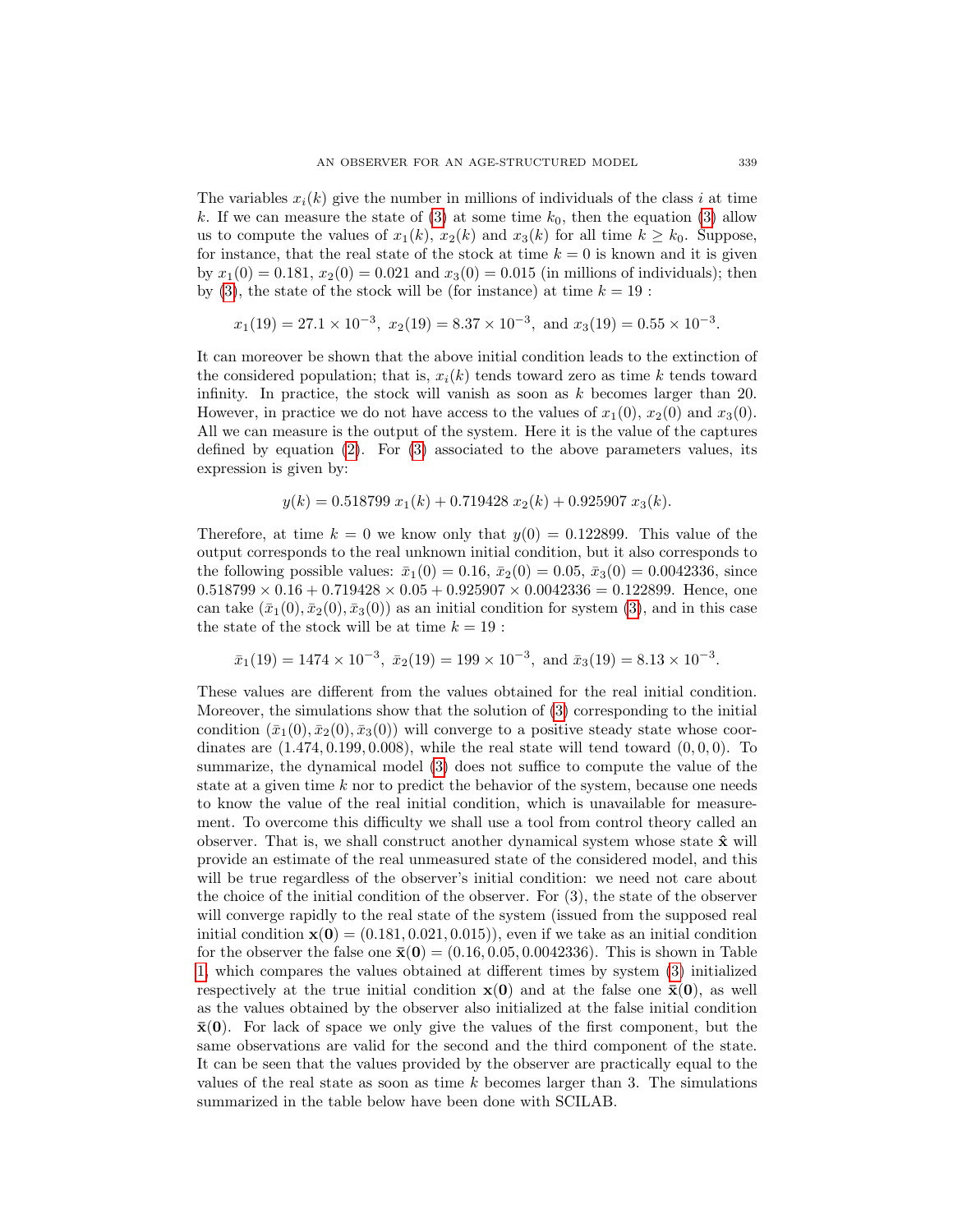The variables $x_i(k)$ give the number in millions of individuals of the class $i$ at time $k$. If we can measure the state of (3) at some time $k_0$, then the equation (3) allow us to compute the values of $x_1(k)$, $x_2(k)$ and $x_3(k)$ for all time $k \geq k_0$. Suppose, for instance, that the real state of the stock at time $k = 0$ is known and it is given by $x_1(0) = 0.181$, $x_2(0) = 0.021$ and $x_3(0) = 0.015$ (in millions of individuals); then by (3), the state of the stock will be (for instance) at time $k = 19$ :

$$x_1(19) = 27.1 \times 10^{-3},\ x_2(19) = 8.37 \times 10^{-3},\ \text{and } x_3(19) = 0.55 \times 10^{-3}.$$

It can moreover be shown that the above initial condition leads to the extinction of the considered population; that is, $x_i(k)$ tends toward zero as time $k$ tends toward infinity. In practice, the stock will vanish as soon as $k$ becomes larger than 20. However, in practice we do not have access to the values of $x_1(0)$, $x_2(0)$ and $x_3(0)$. All we can measure is the output of the system. Here it is the value of the captures defined by equation (2). For (3) associated to the above parameters values, its expression is given by:

$$y(k) = 0.518799\, x_1(k) + 0.719428\, x_2(k) + 0.925907\, x_3(k).$$

Therefore, at time $k = 0$ we know only that $y(0) = 0.122899$. This value of the output corresponds to the real unknown initial condition, but it also corresponds to the following possible values: $\bar{x}_1(0) = 0.16$, $\bar{x}_2(0) = 0.05$, $\bar{x}_3(0) = 0.0042336$, since $0.518799 \times 0.16 + 0.719428 \times 0.05 + 0.925907 \times 0.0042336 = 0.122899$. Hence, one can take $(\bar{x}_1(0), \bar{x}_2(0), \bar{x}_3(0))$ as an initial condition for system (3), and in this case the state of the stock will be at time $k = 19$ :

$$\bar{x}_1(19) = 1474 \times 10^{-3},\ \bar{x}_2(19) = 199 \times 10^{-3},\ \text{and } \bar{x}_3(19) = 8.13 \times 10^{-3}.$$

These values are different from the values obtained for the real initial condition. Moreover, the simulations show that the solution of (3) corresponding to the initial condition $(\bar{x}_1(0), \bar{x}_2(0), \bar{x}_3(0))$ will converge to a positive steady state whose coordinates are $(1.474, 0.199, 0.008)$, while the real state will tend toward $(0, 0, 0)$. To summarize, the dynamical model (3) does not suffice to compute the value of the state at a given time $k$ nor to predict the behavior of the system, because one needs to know the value of the real initial condition, which is unavailable for measurement. To overcome this difficulty we shall use a tool from control theory called an observer. That is, we shall construct another dynamical system whose state $\hat{\mathbf{x}}$ will provide an estimate of the real unmeasured state of the considered model, and this will be true regardless of the observer's initial condition: we need not care about the choice of the initial condition of the observer. For (3), the state of the observer will converge rapidly to the real state of the system (issued from the supposed real initial condition $\mathbf{x}(\mathbf{0}) = (0.181, 0.021, 0.015)$), even if we take as an initial condition for the observer the false one $\bar{\mathbf{x}}(\mathbf{0}) = (0.16, 0.05, 0.0042336)$. This is shown in Table 1, which compares the values obtained at different times by system (3) initialized respectively at the true initial condition $\mathbf{x}(\mathbf{0})$ and at the false one $\bar{\mathbf{x}}(\mathbf{0})$, as well as the values obtained by the observer also initialized at the false initial condition $\bar{\mathbf{x}}(\mathbf{0})$. For lack of space we only give the values of the first component, but the same observations are valid for the second and the third component of the state. It can be seen that the values provided by the observer are practically equal to the values of the real state as soon as time $k$ becomes larger than 3. The simulations summarized in the table below have been done with SCILAB.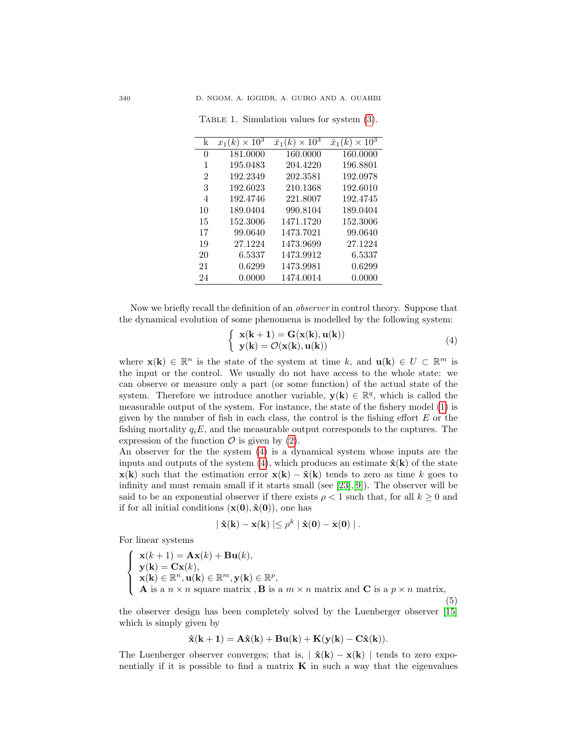Table 1. Simulation values for system (3).

| k | $x_1(k) \times 10^3$ | $\bar{x}_1(k) \times 10^3$ | $\hat{x}_1(k) \times 10^3$ |
|---|---|---|---|
| 0 | 181.0000 | 160.0000 | 160.0000 |
| 1 | 195.0483 | 204.4220 | 196.8801 |
| 2 | 192.2349 | 202.3581 | 192.0978 |
| 3 | 192.6023 | 210.1368 | 192.6010 |
| 4 | 192.4746 | 221.8007 | 192.4745 |
| 10 | 189.0404 | 990.8104 | 189.0404 |
| 15 | 152.3006 | 1471.1720 | 152.3006 |
| 17 | 99.0640 | 1473.7021 | 99.0640 |
| 19 | 27.1224 | 1473.9699 | 27.1224 |
| 20 | 6.5337 | 1473.9912 | 6.5337 |
| 21 | 0.6299 | 1473.9981 | 0.6299 |
| 24 | 0.0000 | 1474.0014 | 0.0000 |

Now we briefly recall the definition of an *observer* in control theory. Suppose that the dynamical evolution of some phenomena is modelled by the following system:

$$\begin{cases} \mathbf{x(k+1)} = \mathbf{G}(\mathbf{x(k)}, \mathbf{u(k)}) \\ \mathbf{y(k)} = \mathcal{O}(\mathbf{x(k)}, \mathbf{u(k)}) \end{cases} \tag{4}$$

where $\mathbf{x(k)} \in \mathbb{R}^n$ is the state of the system at time $k$, and $\mathbf{u(k)} \in U \subset \mathbb{R}^m$ is the input or the control. We usually do not have access to the whole state: we can observe or measure only a part (or some function) of the actual state of the system. Therefore we introduce another variable, $\mathbf{y(k)} \in \mathbb{R}^q$, which is called the measurable output of the system. For instance, the state of the fishery model (1) is given by the number of fish in each class, the control is the fishing effort $E$ or the fishing mortality $q_i E$, and the measurable output corresponds to the captures. The expression of the function $\mathcal{O}$ is given by (2).

An observer for the the system (4) is a dynamical system whose inputs are the inputs and outputs of the system (4), which produces an estimate $\hat{\mathbf{x}}(\mathbf{k})$ of the state $\mathbf{x(k)}$ such that the estimation error $\mathbf{x(k)} - \hat{\mathbf{x}}(\mathbf{k})$ tends to zero as time $k$ goes to infinity and must remain small if it starts small (see [23],[9]). The observer will be said to be an exponential observer if there exists $\rho < 1$ such that, for all $k \geq 0$ and if for all initial conditions $(\mathbf{x(0)}, \hat{\mathbf{x}}(\mathbf{0}))$, one has

$$\mid \hat{\mathbf{x}}(\mathbf{k}) - \mathbf{x(k)} \mid \leq \rho^k \mid \hat{\mathbf{x}}(\mathbf{0}) - \mathbf{x(0)} \mid .$$

For linear systems

$$\begin{cases} \mathbf{x}(k+1) = \mathbf{A}\mathbf{x}(k) + \mathbf{B}\mathbf{u}(k), \\ \mathbf{y(k)} = \mathbf{C}\mathbf{x}(k), \\ \mathbf{x(k)} \in \mathbb{R}^n, \mathbf{u(k)} \in \mathbb{R}^m, \mathbf{y(k)} \in \mathbb{R}^p, \\ \mathbf{A} \text{ is a } n \times n \text{ square matrix }, \mathbf{B} \text{ is a } m \times n \text{ matrix and } \mathbf{C} \text{ is a } p \times n \text{ matrix,} \end{cases} \tag{5}$$

the observer design has been completely solved by the Luenberger observer [15] which is simply given by

$$\hat{\mathbf{x}}(\mathbf{k+1}) = \mathbf{A}\hat{\mathbf{x}}(\mathbf{k}) + \mathbf{B}\mathbf{u}(\mathbf{k}) + \mathbf{K}(\mathbf{y(k)} - \mathbf{C}\hat{\mathbf{x}}(\mathbf{k})).$$

The Luenberger observer converges; that is, $\mid \hat{\mathbf{x}}(\mathbf{k}) - \mathbf{x(k)} \mid$ tends to zero exponentially if it is possible to find a matrix $\mathbf{K}$ in such a way that the eigenvalues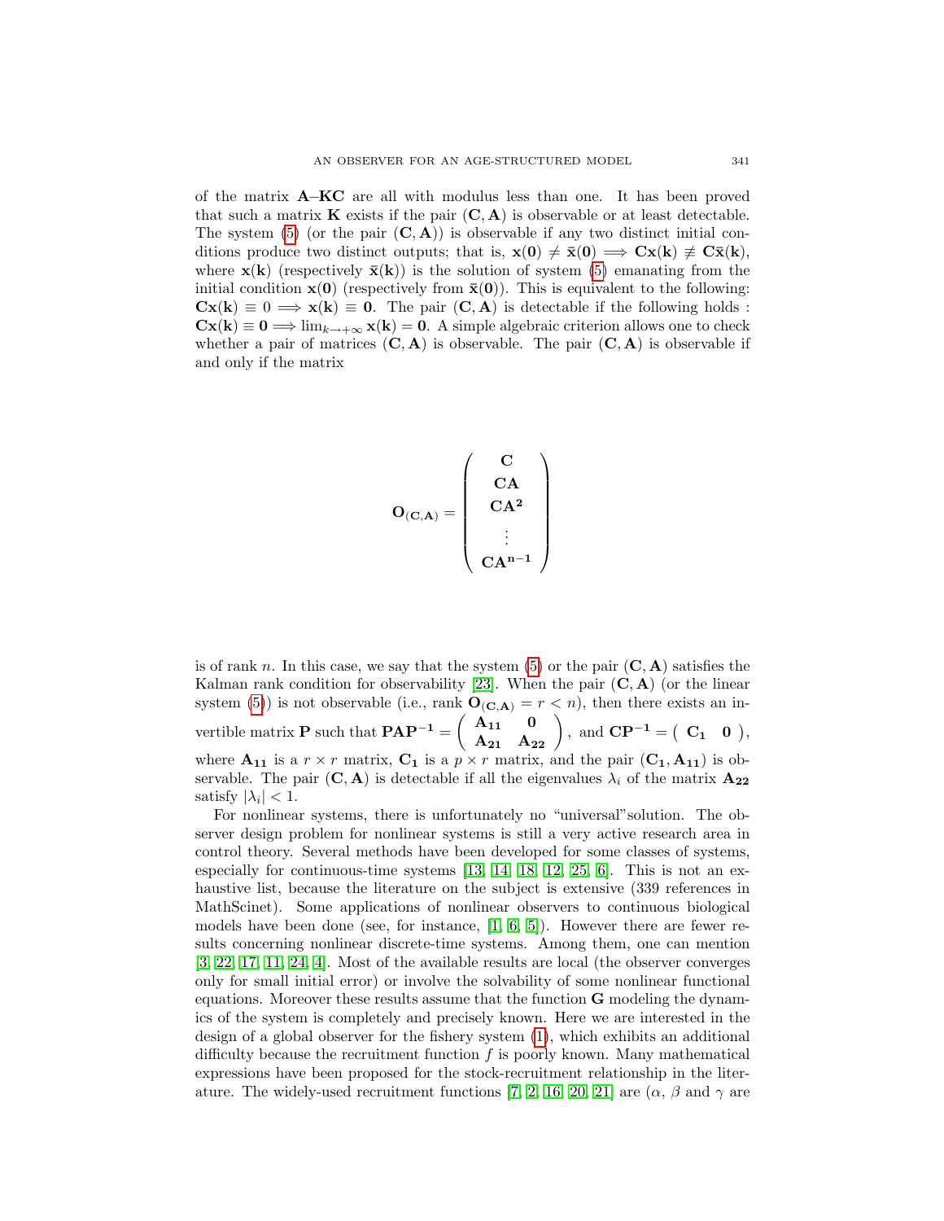of the matrix $\mathbf{A}$–$\mathbf{KC}$ are all with modulus less than one. It has been proved that such a matrix $\mathbf{K}$ exists if the pair $(\mathbf{C}, \mathbf{A})$ is observable or at least detectable. The system (5) (or the pair $(\mathbf{C}, \mathbf{A})$) is observable if any two distinct initial conditions produce two distinct outputs; that is, $\mathbf{x(0)} \neq \bar{\mathbf{x}}\mathbf{(0)} \Longrightarrow \mathbf{Cx(k)} \not\equiv \mathbf{C}\bar{\mathbf{x}}\mathbf{(k)}$, where $\mathbf{x(k)}$ (respectively $\bar{\mathbf{x}}\mathbf{(k)}$) is the solution of system (5) emanating from the initial condition $\mathbf{x(0)}$ (respectively from $\bar{\mathbf{x}}\mathbf{(0)}$). This is equivalent to the following: $\mathbf{Cx(k)} \equiv 0 \Longrightarrow \mathbf{x(k)} \equiv \mathbf{0}$. The pair $(\mathbf{C}, \mathbf{A})$ is detectable if the following holds : $\mathbf{Cx(k)} \equiv \mathbf{0} \Longrightarrow \lim_{k \to +\infty} \mathbf{x(k)} = \mathbf{0}$. A simple algebraic criterion allows one to check whether a pair of matrices $(\mathbf{C}, \mathbf{A})$ is observable. The pair $(\mathbf{C}, \mathbf{A})$ is observable if and only if the matrix

$$\mathbf{O}_{(\mathbf{C},\mathbf{A})} = \begin{pmatrix} \mathbf{C} \\ \mathbf{CA} \\ \mathbf{CA^2} \\ \vdots \\ \mathbf{CA^{n-1}} \end{pmatrix}$$

is of rank $n$. In this case, we say that the system (5) or the pair $(\mathbf{C}, \mathbf{A})$ satisfies the Kalman rank condition for observability [23]. When the pair $(\mathbf{C}, \mathbf{A})$ (or the linear system (5)) is not observable (i.e., rank $\mathbf{O}_{(\mathbf{C},\mathbf{A})} = r < n$), then there exists an invertible matrix $\mathbf{P}$ such that $\mathbf{PAP^{-1}} = \begin{pmatrix} \mathbf{A_{11}} & \mathbf{0} \\ \mathbf{A_{21}} & \mathbf{A_{22}} \end{pmatrix}$, and $\mathbf{CP^{-1}} = \begin{pmatrix} \mathbf{C_1} & \mathbf{0} \end{pmatrix}$, where $\mathbf{A_{11}}$ is a $r \times r$ matrix, $\mathbf{C_1}$ is a $p \times r$ matrix, and the pair $(\mathbf{C_1}, \mathbf{A_{11}})$ is observable. The pair $(\mathbf{C}, \mathbf{A})$ is detectable if all the eigenvalues $\lambda_i$ of the matrix $\mathbf{A_{22}}$ satisfy $|\lambda_i| < 1$.

For nonlinear systems, there is unfortunately no "universal"solution. The observer design problem for nonlinear systems is still a very active research area in control theory. Several methods have been developed for some classes of systems, especially for continuous-time systems [13, 14, 18, 12, 25, 6]. This is not an exhaustive list, because the literature on the subject is extensive (339 references in MathScinet). Some applications of nonlinear observers to continuous biological models have been done (see, for instance, [1, 6, 5]). However there are fewer results concerning nonlinear discrete-time systems. Among them, one can mention [3, 22, 17, 11, 24, 4]. Most of the available results are local (the observer converges only for small initial error) or involve the solvability of some nonlinear functional equations. Moreover these results assume that the function $\mathbf{G}$ modeling the dynamics of the system is completely and precisely known. Here we are interested in the design of a global observer for the fishery system (1), which exhibits an additional difficulty because the recruitment function $f$ is poorly known. Many mathematical expressions have been proposed for the stock-recruitment relationship in the literature. The widely-used recruitment functions [7, 2, 16, 20, 21] are ($\alpha$, $\beta$ and $\gamma$ are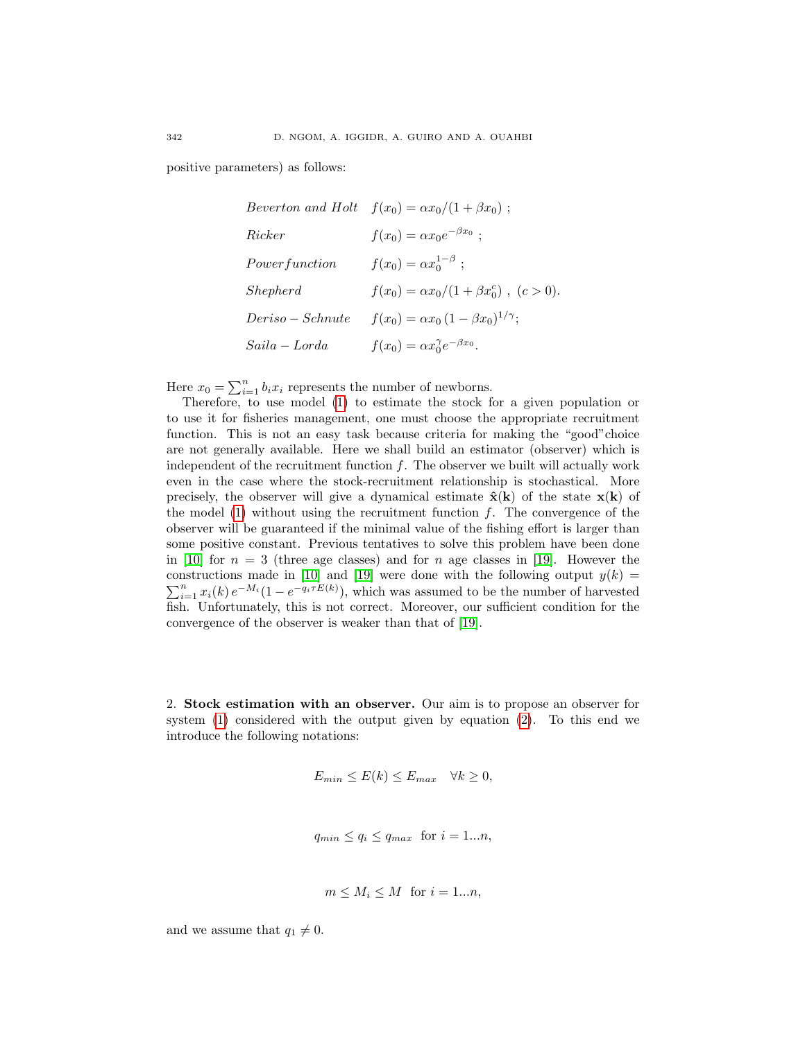positive parameters) as follows:

$$
\begin{array}{ll}
\textit{Beverton and Holt} & f(x_0) = \alpha x_0/(1+\beta x_0)\ ; \\
\textit{Ricker} & f(x_0) = \alpha x_0 e^{-\beta x_0}\ ; \\
\textit{Powerfunction} & f(x_0) = \alpha x_0^{1-\beta}\ ; \\
\textit{Shepherd} & f(x_0) = \alpha x_0/(1+\beta x_0^c)\ ,\ (c>0). \\
\textit{Deriso}-\textit{Schnute} & f(x_0) = \alpha x_0\,(1-\beta x_0)^{1/\gamma}; \\
\textit{Saila}-\textit{Lorda} & f(x_0) = \alpha x_0^{\gamma} e^{-\beta x_0}.
\end{array}
$$

Here $x_0 = \sum_{i=1}^{n} b_i x_i$ represents the number of newborns.

Therefore, to use model (1) to estimate the stock for a given population or to use it for fisheries management, one must choose the appropriate recruitment function. This is not an easy task because criteria for making the "good"choice are not generally available. Here we shall build an estimator (observer) which is independent of the recruitment function $f$. The observer we built will actually work even in the case where the stock-recruitment relationship is stochastical. More precisely, the observer will give a dynamical estimate $\hat{\mathbf{x}}(\mathbf{k})$ of the state $\mathbf{x}(\mathbf{k})$ of the model (1) without using the recruitment function $f$. The convergence of the observer will be guaranteed if the minimal value of the fishing effort is larger than some positive constant. Previous tentatives to solve this problem have been done in [10] for $n = 3$ (three age classes) and for $n$ age classes in [19]. However the constructions made in [10] and [19] were done with the following output $y(k) = \sum_{i=1}^{n} x_i(k)\, e^{-M_i}(1 - e^{-q_i \tau E(k)})$, which was assumed to be the number of harvested fish. Unfortunately, this is not correct. Moreover, our sufficient condition for the convergence of the observer is weaker than that of [19].

## 2. Stock estimation with an observer.

Our aim is to propose an observer for system (1) considered with the output given by equation (2). To this end we introduce the following notations:

$$E_{min} \le E(k) \le E_{max} \quad \forall k \ge 0,$$

$$q_{min} \le q_i \le q_{max} \;\text{ for } i = 1...n,$$

$$m \le M_i \le M \;\text{ for } i = 1...n,$$

and we assume that $q_1 \neq 0$.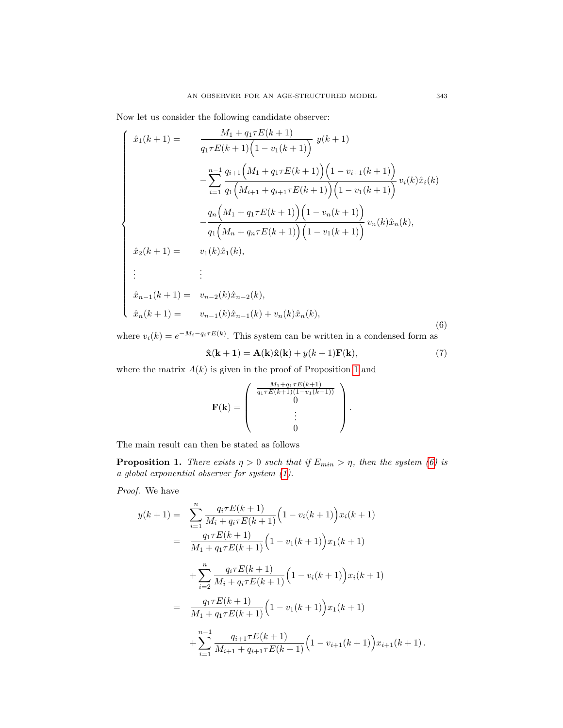Now let us consider the following candidate observer:

$$
\left\{
\begin{array}{ll}
\hat{x}_1(k+1) = & \dfrac{M_1 + q_1\tau E(k+1)}{q_1\tau E(k+1)\Big(1 - v_1(k+1)\Big)}\; y(k+1) \\
& -\displaystyle\sum_{i=1}^{n-1} \frac{q_{i+1}\Big(M_1 + q_1\tau E(k+1)\Big)\Big(1 - v_{i+1}(k+1)\Big)}{q_1\Big(M_{i+1} + q_{i+1}\tau E(k+1)\Big)\Big(1 - v_1(k+1)\Big)}\, v_i(k)\hat{x}_i(k) \\
& -\dfrac{q_n\Big(M_1 + q_1\tau E(k+1)\Big)\Big(1 - v_n(k+1)\Big)}{q_1\Big(M_n + q_n\tau E(k+1)\Big)\Big(1 - v_1(k+1)\Big)}\, v_n(k)\hat{x}_n(k), \\
\hat{x}_2(k+1) = & v_1(k)\hat{x}_1(k), \\
\vdots & \vdots \\
\hat{x}_{n-1}(k+1) = & v_{n-2}(k)\hat{x}_{n-2}(k), \\
\hat{x}_n(k+1) = & v_{n-1}(k)\hat{x}_{n-1}(k) + v_n(k)\hat{x}_n(k),
\end{array}
\right.
\tag{6}
$$

where $v_i(k) = e^{-M_i - q_i\tau E(k)}$. This system can be written in a condensed form as

$$
\mathbf{\hat{x}(k+1)} = \mathbf{A(k)}\mathbf{\hat{x}(k)} + y(k+1)\mathbf{F(k)}, \tag{7}
$$

where the matrix $A(k)$ is given in the proof of Proposition 1 and

$$
\mathbf{F(k)} = \begin{pmatrix} \frac{M_1 + q_1\tau E(k+1)}{q_1\tau E(k+1)(1 - v_1(k+1))} \\ 0 \\ \vdots \\ 0 \end{pmatrix}.
$$

The main result can then be stated as follows

**Proposition 1.** *There exists $\eta > 0$ such that if $E_{min} > \eta$, then the system (6) is a global exponential observer for system (1).*

*Proof.* We have

$$
\begin{aligned}
y(k+1) = & \sum_{i=1}^{n} \frac{q_i\tau E(k+1)}{M_i + q_i\tau E(k+1)}\Big(1 - v_i(k+1)\Big)x_i(k+1) \\
= & \frac{q_1\tau E(k+1)}{M_1 + q_1\tau E(k+1)}\Big(1 - v_1(k+1)\Big)x_1(k+1) \\
& + \sum_{i=2}^{n} \frac{q_i\tau E(k+1)}{M_i + q_i\tau E(k+1)}\Big(1 - v_i(k+1)\Big)x_i(k+1) \\
= & \frac{q_1\tau E(k+1)}{M_1 + q_1\tau E(k+1)}\Big(1 - v_1(k+1)\Big)x_1(k+1) \\
& + \sum_{i=1}^{n-1} \frac{q_{i+1}\tau E(k+1)}{M_{i+1} + q_{i+1}\tau E(k+1)}\Big(1 - v_{i+1}(k+1)\Big)x_{i+1}(k+1).
\end{aligned}
$$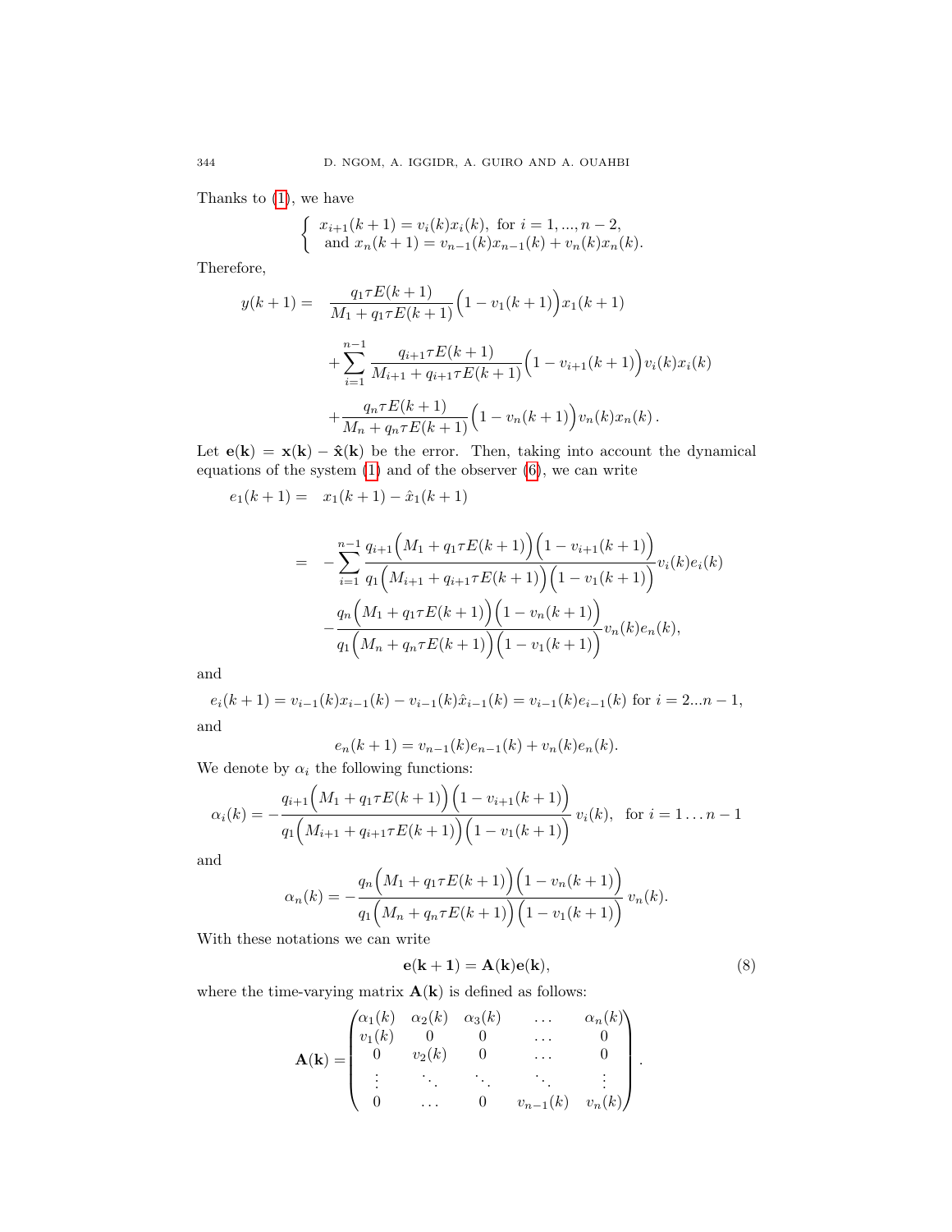Thanks to (1), we have

$$\begin{cases} x_{i+1}(k+1) = v_i(k)x_i(k), \text{ for } i = 1, ..., n-2, \\ \text{and } x_n(k+1) = v_{n-1}(k)x_{n-1}(k) + v_n(k)x_n(k). \end{cases}$$

Therefore,

$$\begin{aligned} y(k+1) = \quad & \frac{q_1 \tau E(k+1)}{M_1 + q_1 \tau E(k+1)} \Big(1 - v_1(k+1)\Big) x_1(k+1) \\ & + \sum_{i=1}^{n-1} \frac{q_{i+1} \tau E(k+1)}{M_{i+1} + q_{i+1} \tau E(k+1)} \Big(1 - v_{i+1}(k+1)\Big) v_i(k) x_i(k) \\ & + \frac{q_n \tau E(k+1)}{M_n + q_n \tau E(k+1)} \Big(1 - v_n(k+1)\Big) v_n(k) x_n(k) \,. \end{aligned}$$

Let $\mathbf{e(k)} = \mathbf{x(k)} - \mathbf{\hat{x}(k)}$ be the error. Then, taking into account the dynamical equations of the system (1) and of the observer (6), we can write

$$\begin{aligned} e_1(k+1) = \quad & x_1(k+1) - \hat{x}_1(k+1) \\ \\ = \quad & -\sum_{i=1}^{n-1} \frac{q_{i+1}\Big(M_1 + q_1 \tau E(k+1)\Big)\Big(1 - v_{i+1}(k+1)\Big)}{q_1\Big(M_{i+1} + q_{i+1}\tau E(k+1)\Big)\Big(1 - v_1(k+1)\Big)} v_i(k) e_i(k) \\ & - \frac{q_n\Big(M_1 + q_1 \tau E(k+1)\Big)\Big(1 - v_n(k+1)\Big)}{q_1\Big(M_n + q_n \tau E(k+1)\Big)\Big(1 - v_1(k+1)\Big)} v_n(k) e_n(k), \end{aligned}$$

and

$$e_i(k+1) = v_{i-1}(k)x_{i-1}(k) - v_{i-1}(k)\hat{x}_{i-1}(k) = v_{i-1}(k)e_{i-1}(k) \text{ for } i = 2...n-1,$$

and

$$e_n(k+1) = v_{n-1}(k)e_{n-1}(k) + v_n(k)e_n(k).$$

We denote by $\alpha_i$ the following functions:

$$\alpha_i(k) = -\frac{q_{i+1}\Big(M_1 + q_1 \tau E(k+1)\Big)\Big(1 - v_{i+1}(k+1)\Big)}{q_1\Big(M_{i+1} + q_{i+1}\tau E(k+1)\Big)\Big(1 - v_1(k+1)\Big)} v_i(k), \quad \text{for } i = 1 \dots n-1$$

and

$$\alpha_n(k) = -\frac{q_n\Big(M_1 + q_1 \tau E(k+1)\Big)\Big(1 - v_n(k+1)\Big)}{q_1\Big(M_n + q_n \tau E(k+1)\Big)\Big(1 - v_1(k+1)\Big)} v_n(k).$$

With these notations we can write

$$\mathbf{e(k+1)} = \mathbf{A(k)}\mathbf{e(k)}, \tag{8}$$

where the time-varying matrix $\mathbf{A(k)}$ is defined as follows:

$$\mathbf{A(k)} = \begin{pmatrix} \alpha_1(k) & \alpha_2(k) & \alpha_3(k) & \dots & \alpha_n(k) \\ v_1(k) & 0 & 0 & \dots & 0 \\ 0 & v_2(k) & 0 & \dots & 0 \\ \vdots & \ddots & \ddots & \ddots & \vdots \\ 0 & \dots & 0 & v_{n-1}(k) & v_n(k) \end{pmatrix}.$$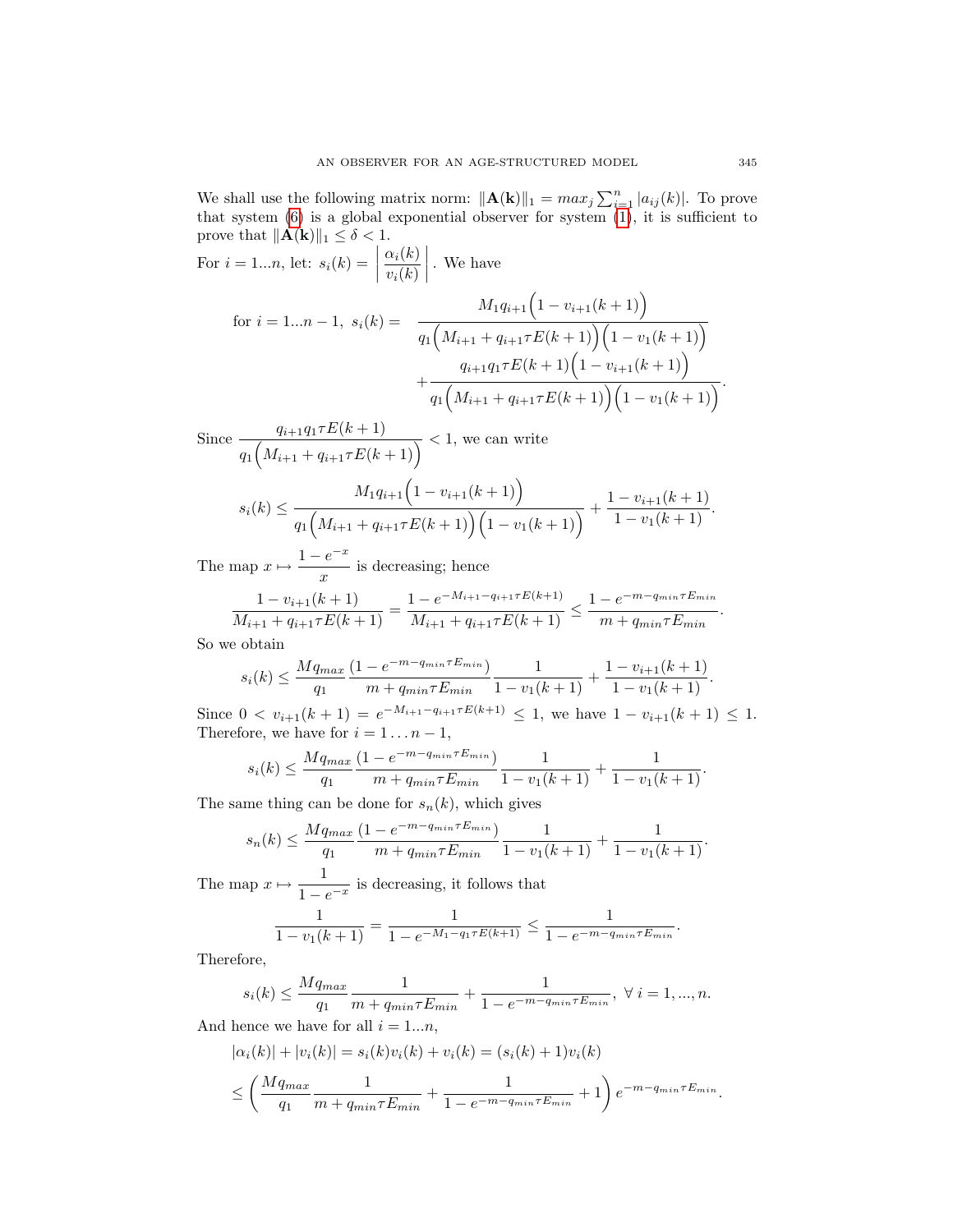We shall use the following matrix norm: $\|\mathbf{A}(\mathbf{k})\|_1 = max_j \sum_{i=1}^{n} |a_{ij}(k)|$. To prove that system (6) is a global exponential observer for system (1), it is sufficient to prove that $\|\mathbf{A}(\mathbf{k})\|_1 \leq \delta < 1$.

For $i = 1...n$, let: $s_i(k) = \left| \dfrac{\alpha_i(k)}{v_i(k)} \right|$. We have

$$\text{for } i = 1...n-1, \; s_i(k) = \frac{M_1 q_{i+1}\Big(1 - v_{i+1}(k+1)\Big)}{q_1\Big(M_{i+1} + q_{i+1}\tau E(k+1)\Big)\Big(1 - v_1(k+1)\Big)} + \frac{q_{i+1}q_1\tau E(k+1)\Big(1 - v_{i+1}(k+1)\Big)}{q_1\Big(M_{i+1} + q_{i+1}\tau E(k+1)\Big)\Big(1 - v_1(k+1)\Big)}.$$

Since $\dfrac{q_{i+1}q_1\tau E(k+1)}{q_1\Big(M_{i+1} + q_{i+1}\tau E(k+1)\Big)} < 1$, we can write

$$s_i(k) \leq \frac{M_1 q_{i+1}\Big(1 - v_{i+1}(k+1)\Big)}{q_1\Big(M_{i+1} + q_{i+1}\tau E(k+1)\Big)\Big(1 - v_1(k+1)\Big)} + \frac{1 - v_{i+1}(k+1)}{1 - v_1(k+1)}.$$

The map $x \mapsto \dfrac{1 - e^{-x}}{x}$ is decreasing; hence

$$\frac{1 - v_{i+1}(k+1)}{M_{i+1} + q_{i+1}\tau E(k+1)} = \frac{1 - e^{-M_{i+1} - q_{i+1}\tau E(k+1)}}{M_{i+1} + q_{i+1}\tau E(k+1)} \leq \frac{1 - e^{-m - q_{min}\tau E_{min}}}{m + q_{min}\tau E_{min}}.$$

So we obtain

$$s_i(k) \leq \frac{Mq_{max}}{q_1}\frac{(1 - e^{-m - q_{min}\tau E_{min}})}{m + q_{min}\tau E_{min}}\frac{1}{1 - v_1(k+1)} + \frac{1 - v_{i+1}(k+1)}{1 - v_1(k+1)}.$$

Since $0 < v_{i+1}(k+1) = e^{-M_{i+1} - q_{i+1}\tau E(k+1)} \leq 1$, we have $1 - v_{i+1}(k+1) \leq 1$. Therefore, we have for $i = 1 \ldots n-1$,

$$s_i(k) \leq \frac{Mq_{max}}{q_1}\frac{(1 - e^{-m - q_{min}\tau E_{min}})}{m + q_{min}\tau E_{min}}\frac{1}{1 - v_1(k+1)} + \frac{1}{1 - v_1(k+1)}.$$

The same thing can be done for $s_n(k)$, which gives

$$s_n(k) \leq \frac{Mq_{max}}{q_1}\frac{(1 - e^{-m - q_{min}\tau E_{min}})}{m + q_{min}\tau E_{min}}\frac{1}{1 - v_1(k+1)} + \frac{1}{1 - v_1(k+1)}.$$

The map $x \mapsto \dfrac{1}{1 - e^{-x}}$ is decreasing, it follows that

$$\frac{1}{1 - v_1(k+1)} = \frac{1}{1 - e^{-M_1 - q_1\tau E(k+1)}} \leq \frac{1}{1 - e^{-m - q_{min}\tau E_{min}}}.$$

Therefore,

$$s_i(k) \leq \frac{Mq_{max}}{q_1}\frac{1}{m + q_{min}\tau E_{min}} + \frac{1}{1 - e^{-m - q_{min}\tau E_{min}}}, \; \forall \, i = 1, ..., n.$$

And hence we have for all $i = 1...n$,

$$|\alpha_i(k)| + |v_i(k)| = s_i(k)v_i(k) + v_i(k) = (s_i(k) + 1)v_i(k)$$

$$\leq \left(\frac{Mq_{max}}{q_1}\frac{1}{m + q_{min}\tau E_{min}} + \frac{1}{1 - e^{-m - q_{min}\tau E_{min}}} + 1\right)e^{-m - q_{min}\tau E_{min}}.$$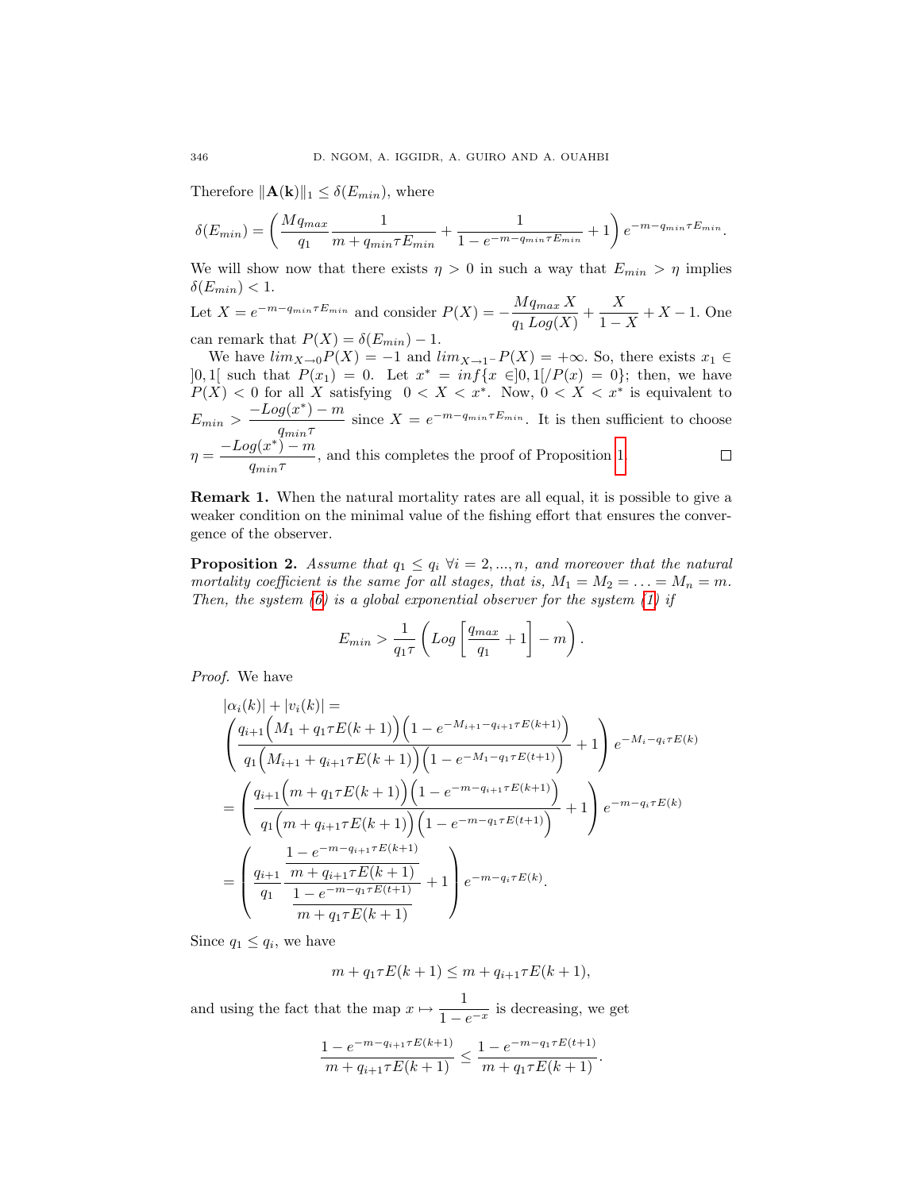Therefore $\|\mathbf{A(k)}\|_1 \leq \delta(E_{min})$, where

$$\delta(E_{min}) = \left( \frac{Mq_{max}}{q_1} \frac{1}{m + q_{min}\tau E_{min}} + \frac{1}{1 - e^{-m - q_{min}\tau E_{min}}} + 1 \right) e^{-m - q_{min}\tau E_{min}}.$$

We will show now that there exists $\eta > 0$ in such a way that $E_{min} > \eta$ implies $\delta(E_{min}) < 1$.

Let $X = e^{-m - q_{min}\tau E_{min}}$ and consider $P(X) = -\dfrac{Mq_{max}\,X}{q_1\,Log(X)} + \dfrac{X}{1-X} + X - 1$. One can remark that $P(X) = \delta(E_{min}) - 1$.

We have $lim_{X\to 0}P(X) = -1$ and $lim_{X\to 1^-}P(X) = +\infty$. So, there exists $x_1 \in ]0,1[$ such that $P(x_1) = 0$. Let $x^* = inf\{x \in ]0,1[/P(x) = 0\}$; then, we have $P(X) < 0$ for all $X$ satisfying $0 < X < x^*$. Now, $0 < X < x^*$ is equivalent to $E_{min} > \dfrac{-Log(x^*) - m}{q_{min}\tau}$ since $X = e^{-m - q_{min}\tau E_{min}}$. It is then sufficient to choose $\eta = \dfrac{-Log(x^*) - m}{q_{min}\tau}$, and this completes the proof of Proposition 1. □

**Remark 1.** When the natural mortality rates are all equal, it is possible to give a weaker condition on the minimal value of the fishing effort that ensures the convergence of the observer.

**Proposition 2.** *Assume that $q_1 \leq q_i$ $\forall i = 2, ..., n$, and moreover that the natural mortality coefficient is the same for all stages, that is, $M_1 = M_2 = \ldots = M_n = m$. Then, the system (6) is a global exponential observer for the system (1) if*

$$E_{min} > \frac{1}{q_1\tau}\left( Log\left[\frac{q_{max}}{q_1} + 1\right] - m \right).$$

*Proof.* We have

$$\begin{aligned}
&|\alpha_i(k)| + |v_i(k)| = \\
&\left( \frac{q_{i+1}\Big(M_1 + q_1\tau E(k+1)\Big)\Big(1 - e^{-M_{i+1} - q_{i+1}\tau E(k+1)}\Big)}{q_1\Big(M_{i+1} + q_{i+1}\tau E(k+1)\Big)\Big(1 - e^{-M_1 - q_1\tau E(t+1)}\Big)} + 1 \right) e^{-M_i - q_i\tau E(k)} \\
&= \left( \frac{q_{i+1}\Big(m + q_1\tau E(k+1)\Big)\Big(1 - e^{-m - q_{i+1}\tau E(k+1)}\Big)}{q_1\Big(m + q_{i+1}\tau E(k+1)\Big)\Big(1 - e^{-m - q_1\tau E(t+1)}\Big)} + 1 \right) e^{-m - q_i\tau E(k)} \\
&= \left( \frac{q_{i+1}}{q_1} \frac{\dfrac{1 - e^{-m - q_{i+1}\tau E(k+1)}}{m + q_{i+1}\tau E(k+1)}}{\dfrac{1 - e^{-m - q_1\tau E(t+1)}}{m + q_1\tau E(k+1)}} + 1 \right) e^{-m - q_i\tau E(k)}.
\end{aligned}$$

Since $q_1 \leq q_i$, we have

$$m + q_1\tau E(k+1) \leq m + q_{i+1}\tau E(k+1),$$

and using the fact that the map $x \mapsto \dfrac{1}{1 - e^{-x}}$ is decreasing, we get

$$\frac{1 - e^{-m - q_{i+1}\tau E(k+1)}}{m + q_{i+1}\tau E(k+1)} \leq \frac{1 - e^{-m - q_1\tau E(t+1)}}{m + q_1\tau E(k+1)}.$$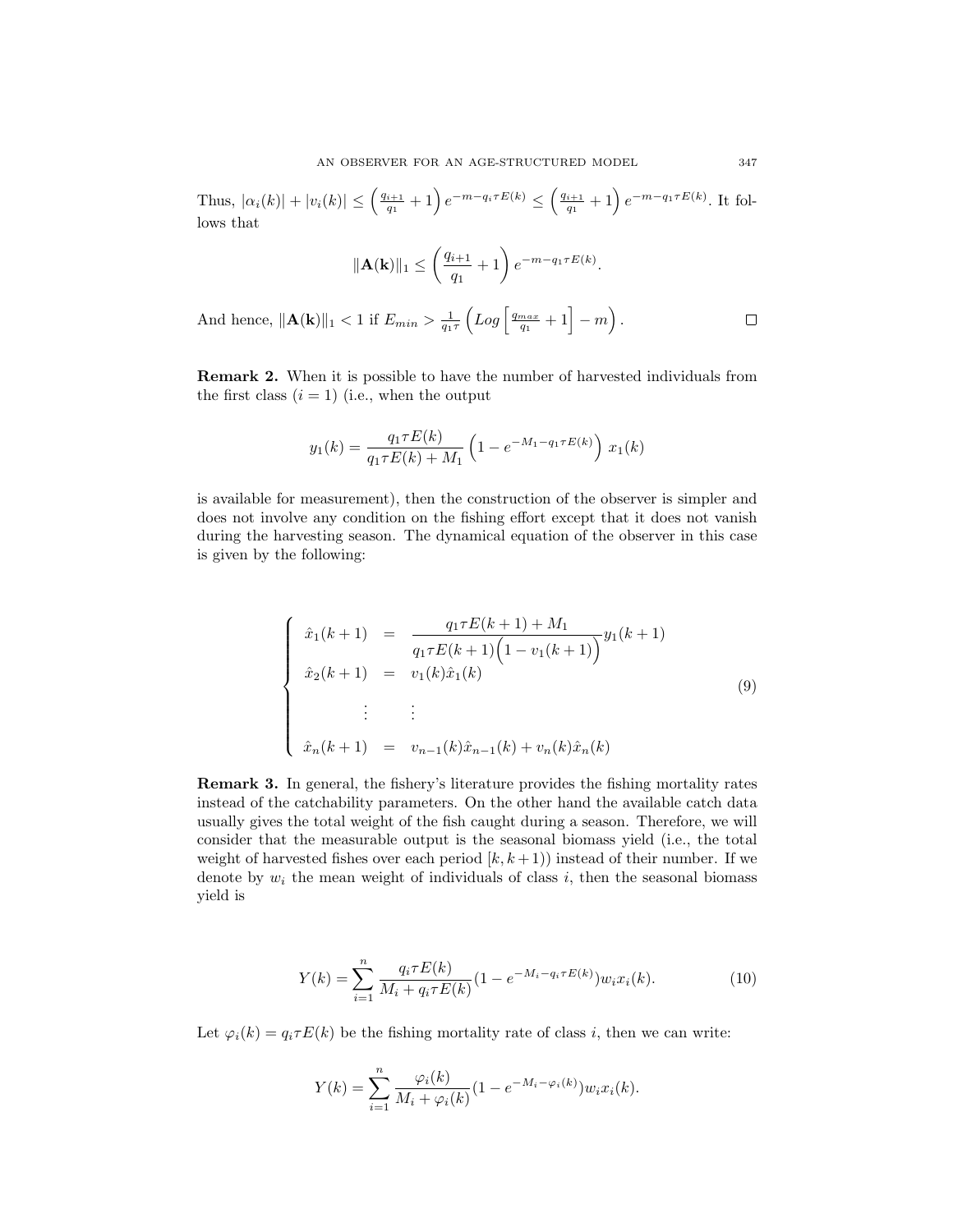Thus, $|\alpha_i(k)| + |v_i(k)| \leq \left(\frac{q_{i+1}}{q_1} + 1\right) e^{-m-q_i\tau E(k)} \leq \left(\frac{q_{i+1}}{q_1} + 1\right) e^{-m-q_1\tau E(k)}$. It follows that

$$\|\mathbf{A(k)}\|_1 \leq \left(\frac{q_{i+1}}{q_1} + 1\right) e^{-m-q_1\tau E(k)}.$$

And hence, $\|\mathbf{A(k)}\|_1 < 1$ if $E_{min} > \frac{1}{q_1\tau}\left(Log\left[\frac{q_{max}}{q_1} + 1\right] - m\right)$. $\square$

**Remark 2.** When it is possible to have the number of harvested individuals from the first class ($i = 1$) (i.e., when the output

$$y_1(k) = \frac{q_1\tau E(k)}{q_1\tau E(k) + M_1}\left(1 - e^{-M_1-q_1\tau E(k)}\right) x_1(k)$$

is available for measurement), then the construction of the observer is simpler and does not involve any condition on the fishing effort except that it does not vanish during the harvesting season. The dynamical equation of the observer in this case is given by the following:

$$\begin{cases} \hat{x}_1(k+1) &= \dfrac{q_1\tau E(k+1) + M_1}{q_1\tau E(k+1)\Big(1 - v_1(k+1)\Big)} y_1(k+1) \\ \hat{x}_2(k+1) &= v_1(k)\hat{x}_1(k) \\ \quad\vdots & \quad\vdots \\ \hat{x}_n(k+1) &= v_{n-1}(k)\hat{x}_{n-1}(k) + v_n(k)\hat{x}_n(k) \end{cases} \tag{9}$$

**Remark 3.** In general, the fishery's literature provides the fishing mortality rates instead of the catchability parameters. On the other hand the available catch data usually gives the total weight of the fish caught during a season. Therefore, we will consider that the measurable output is the seasonal biomass yield (i.e., the total weight of harvested fishes over each period $[k, k+1)$) instead of their number. If we denote by $w_i$ the mean weight of individuals of class $i$, then the seasonal biomass yield is

$$Y(k) = \sum_{i=1}^{n} \frac{q_i\tau E(k)}{M_i + q_i\tau E(k)}(1 - e^{-M_i-q_i\tau E(k)})w_i x_i(k). \tag{10}$$

Let $\varphi_i(k) = q_i\tau E(k)$ be the fishing mortality rate of class $i$, then we can write:

$$Y(k) = \sum_{i=1}^{n} \frac{\varphi_i(k)}{M_i + \varphi_i(k)}(1 - e^{-M_i-\varphi_i(k)})w_i x_i(k).$$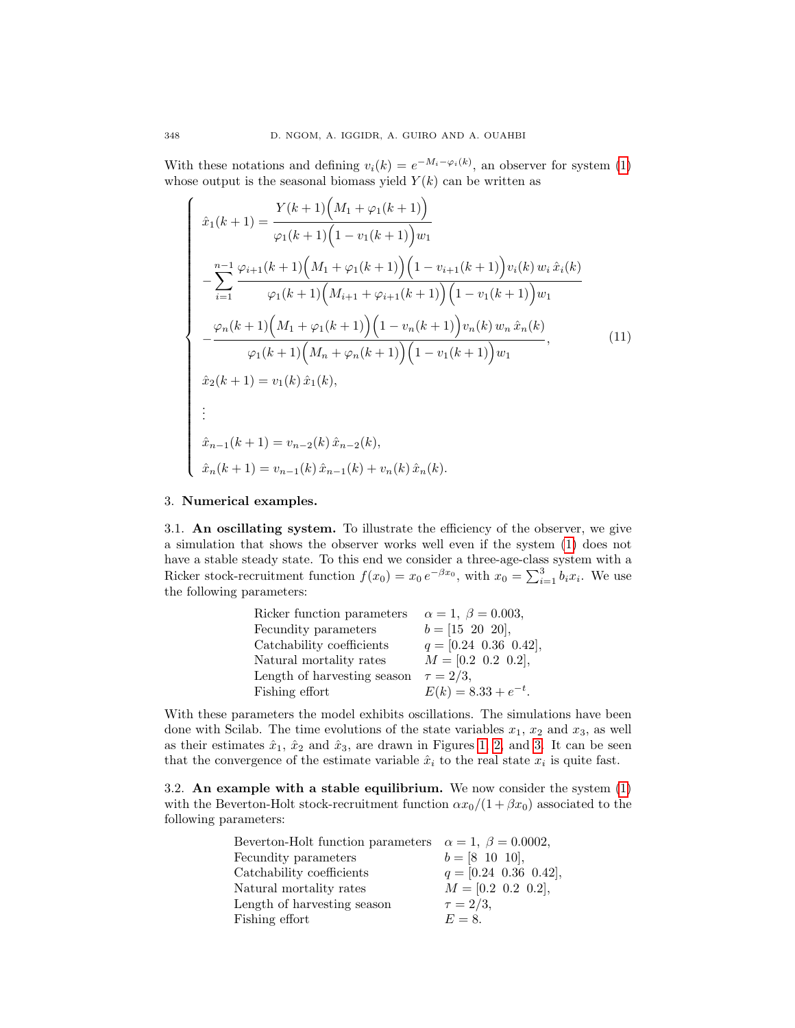With these notations and defining $v_i(k) = e^{-M_i - \varphi_i(k)}$, an observer for system (1) whose output is the seasonal biomass yield $Y(k)$ can be written as

$$
\begin{cases}
\hat{x}_1(k+1) = \dfrac{Y(k+1)\Big(M_1 + \varphi_1(k+1)\Big)}{\varphi_1(k+1)\Big(1 - v_1(k+1)\Big)w_1} \\[2ex]
\quad - \displaystyle\sum_{i=1}^{n-1} \dfrac{\varphi_{i+1}(k+1)\Big(M_1 + \varphi_1(k+1)\Big)\Big(1 - v_{i+1}(k+1)\Big)v_i(k)\, w_i\, \hat{x}_i(k)}{\varphi_1(k+1)\Big(M_{i+1} + \varphi_{i+1}(k+1)\Big)\Big(1 - v_1(k+1)\Big)w_1} \\[2ex]
\quad - \dfrac{\varphi_n(k+1)\Big(M_1 + \varphi_1(k+1)\Big)\Big(1 - v_n(k+1)\Big)v_n(k)\, w_n\, \hat{x}_n(k)}{\varphi_1(k+1)\Big(M_n + \varphi_n(k+1)\Big)\Big(1 - v_1(k+1)\Big)w_1}, \\[2ex]
\hat{x}_2(k+1) = v_1(k)\, \hat{x}_1(k), \\
\vdots \\
\hat{x}_{n-1}(k+1) = v_{n-2}(k)\, \hat{x}_{n-2}(k), \\
\hat{x}_n(k+1) = v_{n-1}(k)\, \hat{x}_{n-1}(k) + v_n(k)\, \hat{x}_n(k).
\end{cases}
\tag{11}
$$

## 3. Numerical examples.

**3.1. An oscillating system.** To illustrate the efficiency of the observer, we give a simulation that shows the observer works well even if the system (1) does not have a stable steady state. To this end we consider a three-age-class system with a Ricker stock-recruitment function $f(x_0) = x_0\, e^{-\beta x_0}$, with $x_0 = \sum_{i=1}^{3} b_i x_i$. We use the following parameters:

| | |
|---|---|
| Ricker function parameters | $\alpha = 1,\ \beta = 0.003$, |
| Fecundity parameters | $b = [15\ \ 20\ \ 20]$, |
| Catchability coefficients | $q = [0.24\ \ 0.36\ \ 0.42]$, |
| Natural mortality rates | $M = [0.2\ \ 0.2\ \ 0.2]$, |
| Length of harvesting season | $\tau = 2/3$, |
| Fishing effort | $E(k) = 8.33 + e^{-t}$. |

With these parameters the model exhibits oscillations. The simulations have been done with Scilab. The time evolutions of the state variables $x_1$, $x_2$ and $x_3$, as well as their estimates $\hat{x}_1$, $\hat{x}_2$ and $\hat{x}_3$, are drawn in Figures 1, 2, and 3. It can be seen that the convergence of the estimate variable $\hat{x}_i$ to the real state $x_i$ is quite fast.

**3.2. An example with a stable equilibrium.** We now consider the system (1) with the Beverton-Holt stock-recruitment function $\alpha x_0/(1 + \beta x_0)$ associated to the following parameters:

| | |
|---|---|
| Beverton-Holt function parameters | $\alpha = 1,\ \beta = 0.0002$, |
| Fecundity parameters | $b = [8\ \ 10\ \ 10]$, |
| Catchability coefficients | $q = [0.24\ \ 0.36\ \ 0.42]$, |
| Natural mortality rates | $M = [0.2\ \ 0.2\ \ 0.2]$, |
| Length of harvesting season | $\tau = 2/3$, |
| Fishing effort | $E = 8$. |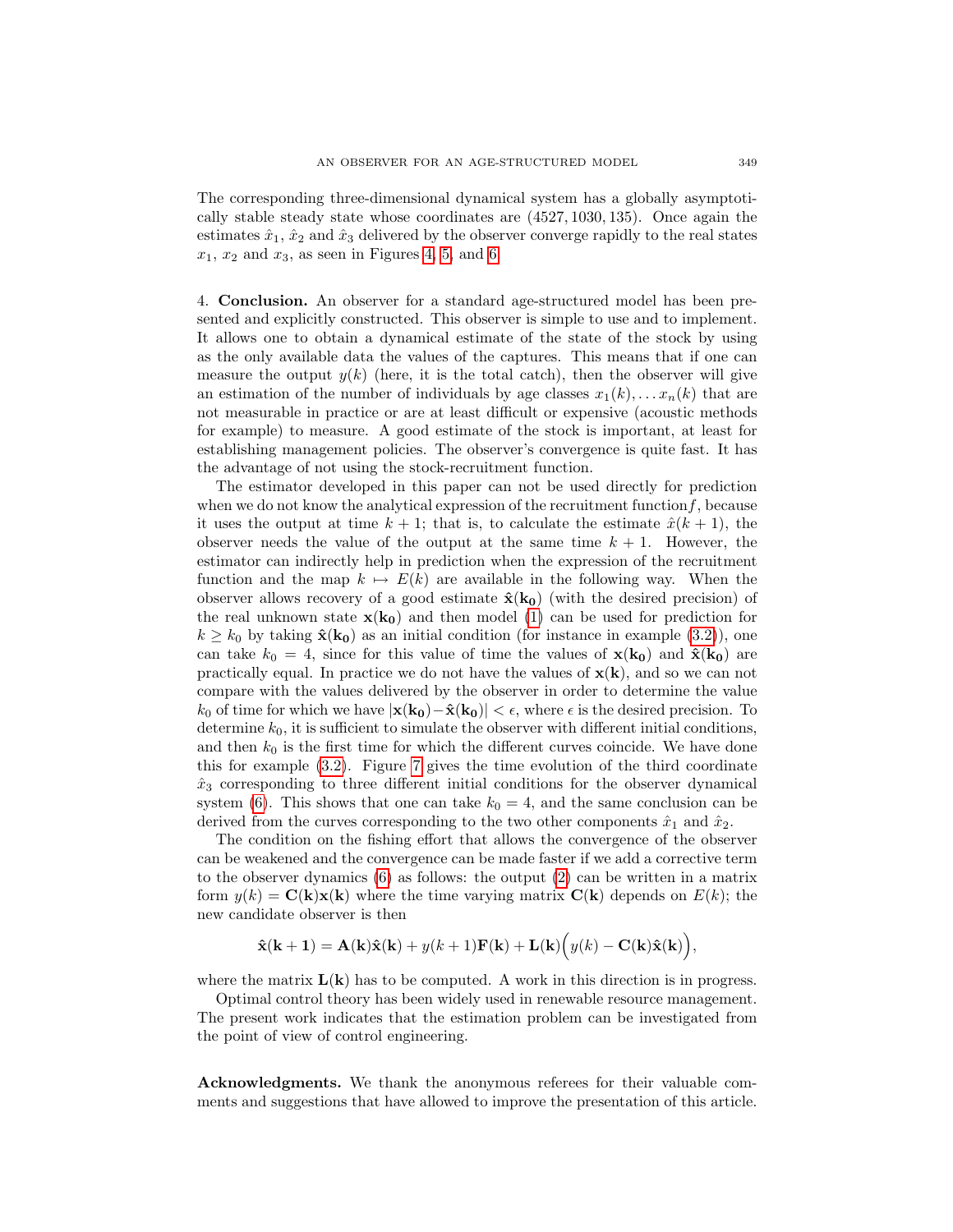The corresponding three-dimensional dynamical system has a globally asymptotically stable steady state whose coordinates are $(4527, 1030, 135)$. Once again the estimates $\hat{x}_1$, $\hat{x}_2$ and $\hat{x}_3$ delivered by the observer converge rapidly to the real states $x_1$, $x_2$ and $x_3$, as seen in Figures 4, 5, and 6.

## 4. **Conclusion.**

An observer for a standard age-structured model has been presented and explicitly constructed. This observer is simple to use and to implement. It allows one to obtain a dynamical estimate of the state of the stock by using as the only available data the values of the captures. This means that if one can measure the output $y(k)$ (here, it is the total catch), then the observer will give an estimation of the number of individuals by age classes $x_1(k), \ldots x_n(k)$ that are not measurable in practice or are at least difficult or expensive (acoustic methods for example) to measure. A good estimate of the stock is important, at least for establishing management policies. The observer's convergence is quite fast. It has the advantage of not using the stock-recruitment function.

The estimator developed in this paper can not be used directly for prediction when we do not know the analytical expression of the recruitment function $f$, because it uses the output at time $k+1$; that is, to calculate the estimate $\hat{x}(k+1)$, the observer needs the value of the output at the same time $k+1$. However, the estimator can indirectly help in prediction when the expression of the recruitment function and the map $k \mapsto E(k)$ are available in the following way. When the observer allows recovery of a good estimate $\hat{\mathbf{x}}(\mathbf{k_0})$ (with the desired precision) of the real unknown state $\mathbf{x}(\mathbf{k_0})$ and then model (1) can be used for prediction for $k \geq k_0$ by taking $\hat{\mathbf{x}}(\mathbf{k_0})$ as an initial condition (for instance in example (3.2)), one can take $k_0 = 4$, since for this value of time the values of $\mathbf{x}(\mathbf{k_0})$ and $\hat{\mathbf{x}}(\mathbf{k_0})$ are practically equal. In practice we do not have the values of $\mathbf{x}(\mathbf{k})$, and so we can not compare with the values delivered by the observer in order to determine the value $k_0$ of time for which we have $|\mathbf{x}(\mathbf{k_0}) - \hat{\mathbf{x}}(\mathbf{k_0})| < \epsilon$, where $\epsilon$ is the desired precision. To determine $k_0$, it is sufficient to simulate the observer with different initial conditions, and then $k_0$ is the first time for which the different curves coincide. We have done this for example (3.2). Figure 7 gives the time evolution of the third coordinate $\hat{x}_3$ corresponding to three different initial conditions for the observer dynamical system (6). This shows that one can take $k_0 = 4$, and the same conclusion can be derived from the curves corresponding to the two other components $\hat{x}_1$ and $\hat{x}_2$.

The condition on the fishing effort that allows the convergence of the observer can be weakened and the convergence can be made faster if we add a corrective term to the observer dynamics (6) as follows: the output (2) can be written in a matrix form $y(k) = \mathbf{C}(\mathbf{k})\mathbf{x}(\mathbf{k})$ where the time varying matrix $\mathbf{C}(\mathbf{k})$ depends on $E(k)$; the new candidate observer is then

$$\hat{\mathbf{x}}(\mathbf{k+1}) = \mathbf{A}(\mathbf{k})\hat{\mathbf{x}}(\mathbf{k}) + y(k+1)\mathbf{F}(\mathbf{k}) + \mathbf{L}(\mathbf{k})\Big(y(k) - \mathbf{C}(\mathbf{k})\hat{\mathbf{x}}(\mathbf{k})\Big),$$

where the matrix $\mathbf{L}(\mathbf{k})$ has to be computed. A work in this direction is in progress.

Optimal control theory has been widely used in renewable resource management. The present work indicates that the estimation problem can be investigated from the point of view of control engineering.

**Acknowledgments.** We thank the anonymous referees for their valuable comments and suggestions that have allowed to improve the presentation of this article.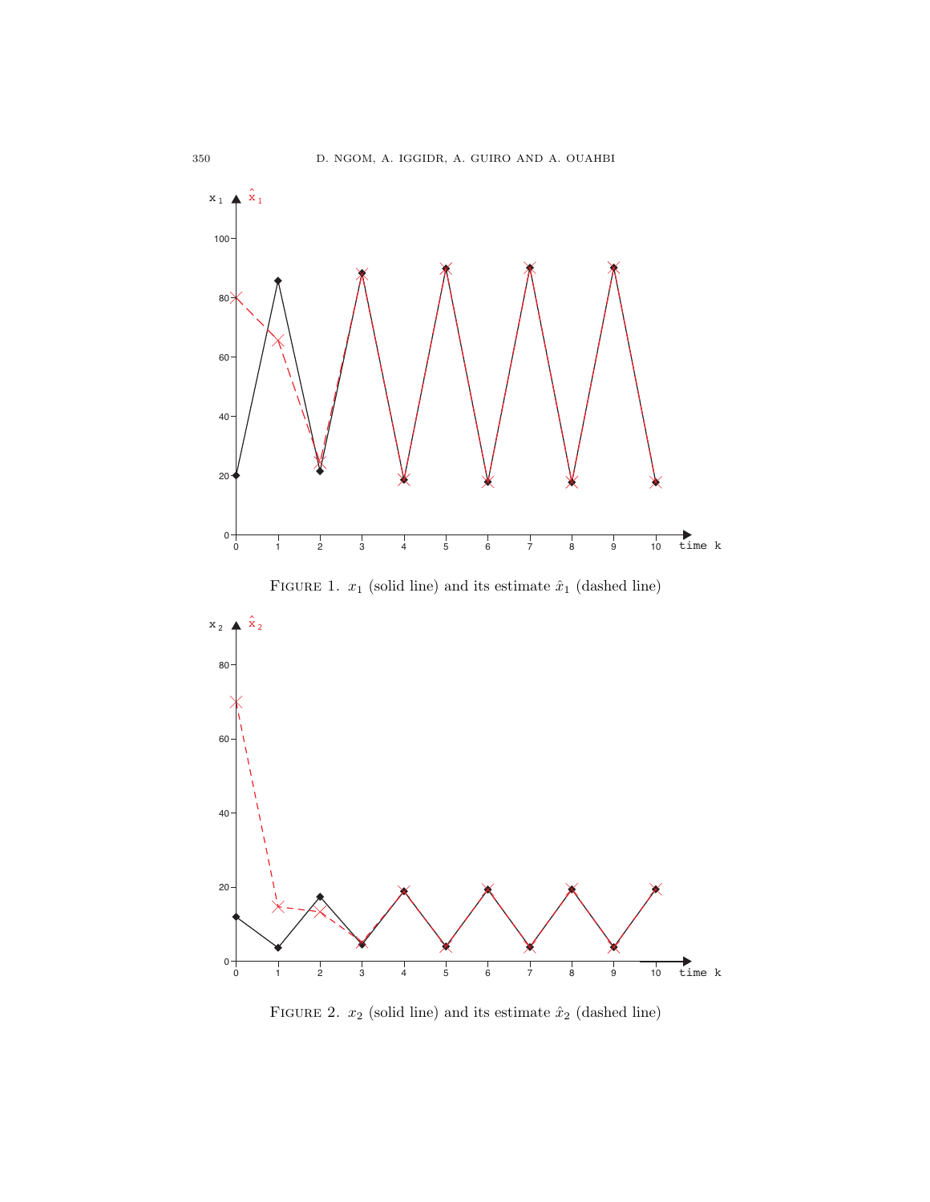Figure 1. $x_1$ (solid line) and its estimate $\hat{x}_1$ (dashed line)

Figure 2. $x_2$ (solid line) and its estimate $\hat{x}_2$ (dashed line)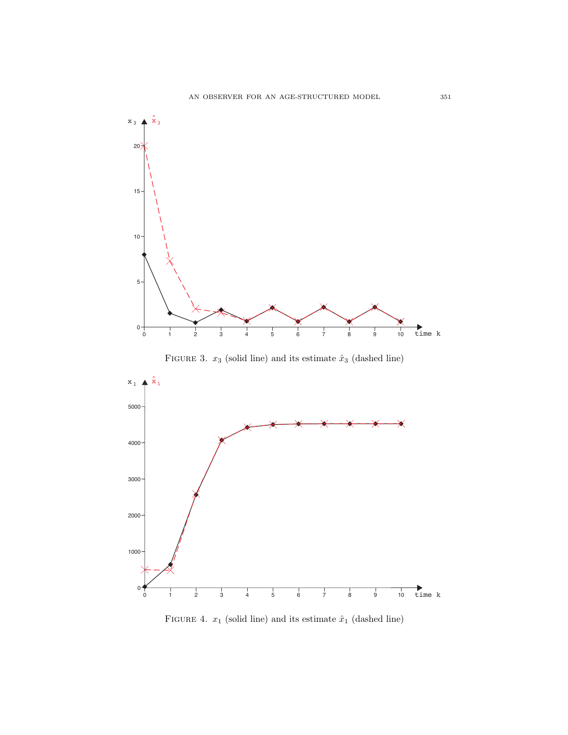FIGURE 3. $x_3$ (solid line) and its estimate $\hat{x}_3$ (dashed line)

FIGURE 4. $x_1$ (solid line) and its estimate $\hat{x}_1$ (dashed line)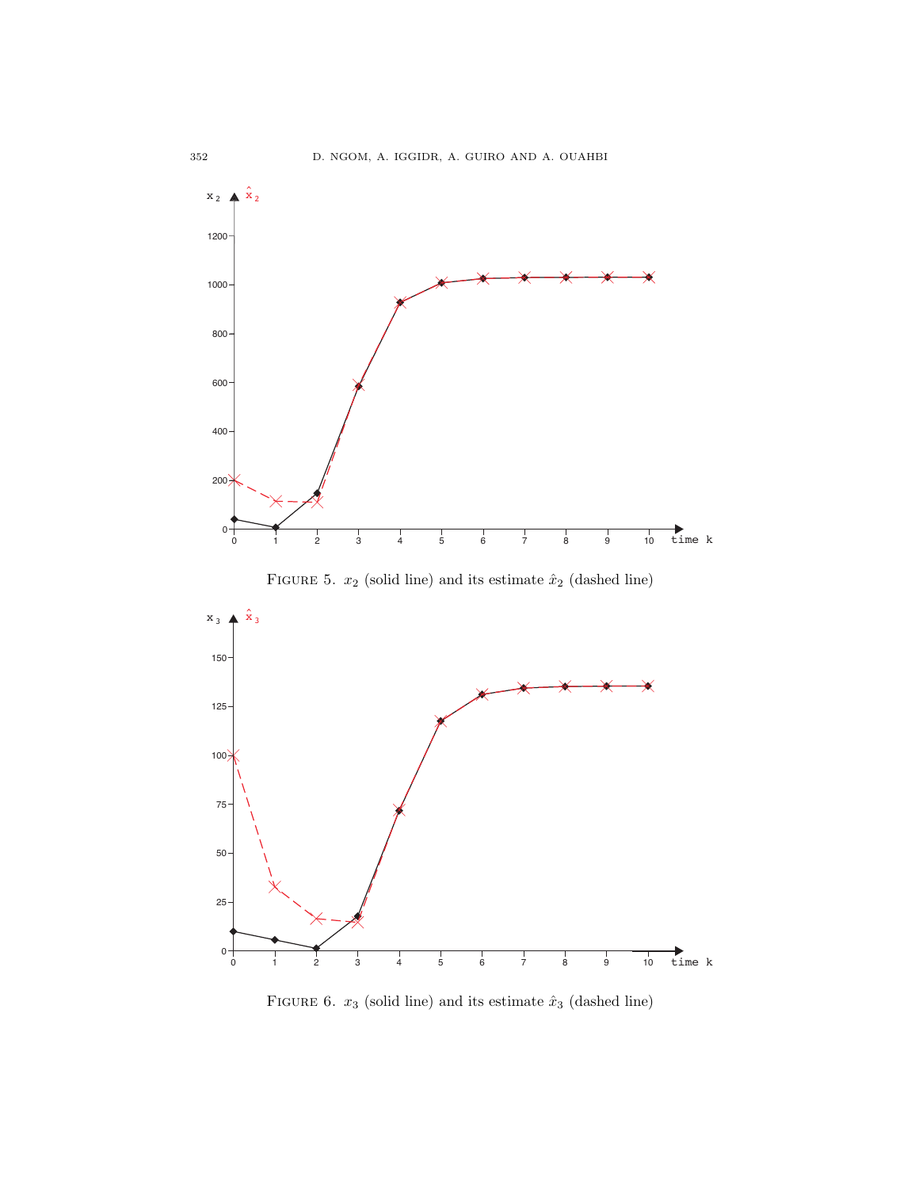Figure 5. $x_2$ (solid line) and its estimate $\hat{x}_2$ (dashed line)

Figure 6. $x_3$ (solid line) and its estimate $\hat{x}_3$ (dashed line)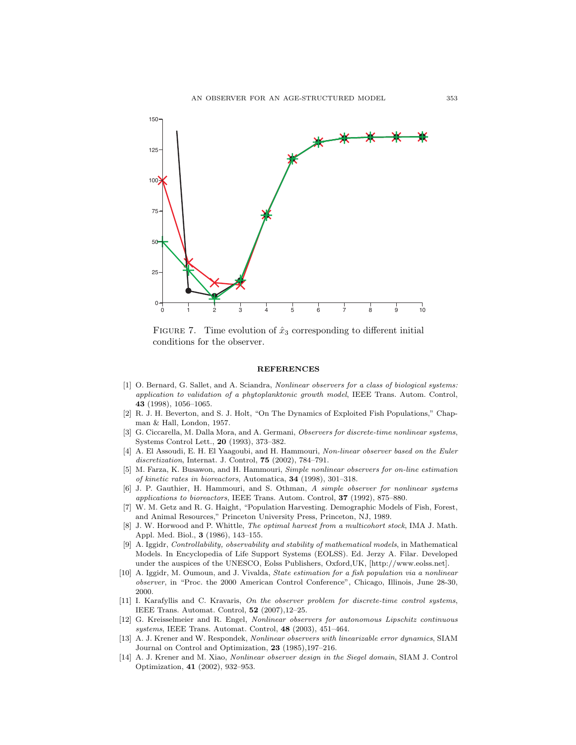FIGURE 7. Time evolution of $\hat{x}_3$ corresponding to different initial conditions for the observer.

## REFERENCES

[1] O. Bernard, G. Sallet, and A. Sciandra, *Nonlinear observers for a class of biological systems: application to validation of a phytoplanktonic growth model*, IEEE Trans. Autom. Control, **43** (1998), 1056–1065.

[2] R. J. H. Beverton, and S. J. Holt, "On The Dynamics of Exploited Fish Populations," Chapman & Hall, London, 1957.

[3] G. Ciccarella, M. Dalla Mora, and A. Germani, *Observers for discrete-time nonlinear systems*, Systems Control Lett., **20** (1993), 373–382.

[4] A. El Assoudi, E. H. El Yaagoubi, and H. Hammouri, *Non-linear observer based on the Euler discretization*, Internat. J. Control, **75** (2002), 784–791.

[5] M. Farza, K. Busawon, and H. Hammouri, *Simple nonlinear observers for on-line estimation of kinetic rates in bioreactors*, Automatica, **34** (1998), 301–318.

[6] J. P. Gauthier, H. Hammouri, and S. Othman, *A simple observer for nonlinear systems applications to bioreactors*, IEEE Trans. Autom. Control, **37** (1992), 875–880.

[7] W. M. Getz and R. G. Haight, "Population Harvesting. Demographic Models of Fish, Forest, and Animal Resources," Princeton University Press, Princeton, NJ, 1989.

[8] J. W. Horwood and P. Whittle, *The optimal harvest from a multicohort stock*, IMA J. Math. Appl. Med. Biol., **3** (1986), 143–155.

[9] A. Iggidr, *Controllability, observability and stability of mathematical models*, in Mathematical Models. In Encyclopedia of Life Support Systems (EOLSS). Ed. Jerzy A. Filar. Developed under the auspices of the UNESCO, Eolss Publishers, Oxford,UK, [http://www.eolss.net].

[10] A. Iggidr, M. Oumoun, and J. Vivalda, *State estimation for a fish population via a nonlinear observer*, in "Proc. the 2000 American Control Conference", Chicago, Illinois, June 28-30, 2000.

[11] I. Karafyllis and C. Kravaris, *On the observer problem for discrete-time control systems*, IEEE Trans. Automat. Control, **52** (2007),12–25.

[12] G. Kreisselmeier and R. Engel, *Nonlinear observers for autonomous Lipschitz continuous systems*, IEEE Trans. Automat. Control, **48** (2003), 451–464.

[13] A. J. Krener and W. Respondek, *Nonlinear observers with linearizable error dynamics*, SIAM Journal on Control and Optimization, **23** (1985),197–216.

[14] A. J. Krener and M. Xiao, *Nonlinear observer design in the Siegel domain*, SIAM J. Control Optimization, **41** (2002), 932–953.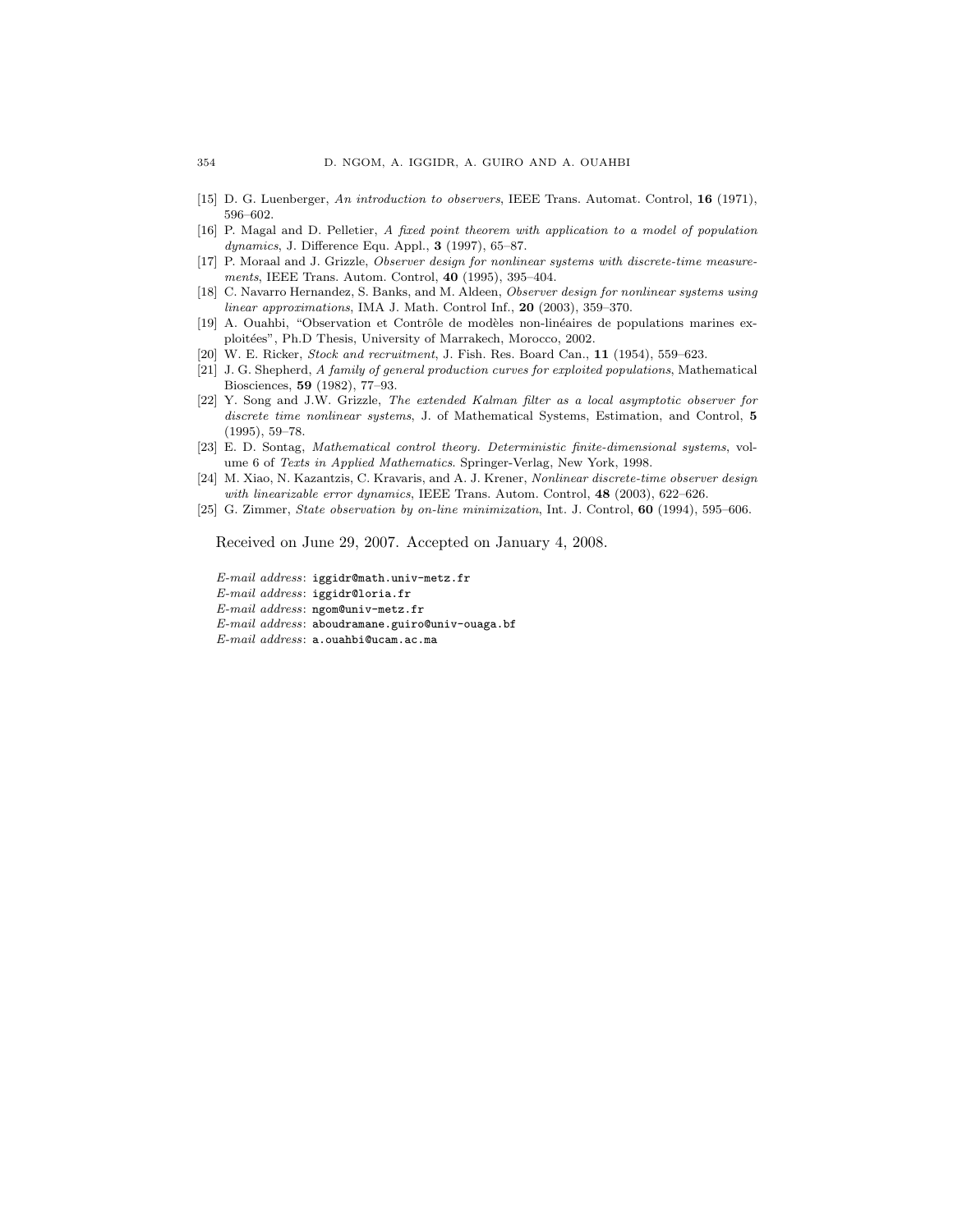[15] D. G. Luenberger, *An introduction to observers*, IEEE Trans. Automat. Control, **16** (1971), 596–602.

[16] P. Magal and D. Pelletier, *A fixed point theorem with application to a model of population dynamics*, J. Difference Equ. Appl., **3** (1997), 65–87.

[17] P. Moraal and J. Grizzle, *Observer design for nonlinear systems with discrete-time measurements*, IEEE Trans. Autom. Control, **40** (1995), 395–404.

[18] C. Navarro Hernandez, S. Banks, and M. Aldeen, *Observer design for nonlinear systems using linear approximations*, IMA J. Math. Control Inf., **20** (2003), 359–370.

[19] A. Ouahbi, "Observation et Contrôle de modèles non-linéaires de populations marines exploitées", Ph.D Thesis, University of Marrakech, Morocco, 2002.

[20] W. E. Ricker, *Stock and recruitment*, J. Fish. Res. Board Can., **11** (1954), 559–623.

[21] J. G. Shepherd, *A family of general production curves for exploited populations*, Mathematical Biosciences, **59** (1982), 77–93.

[22] Y. Song and J.W. Grizzle, *The extended Kalman filter as a local asymptotic observer for discrete time nonlinear systems*, J. of Mathematical Systems, Estimation, and Control, **5** (1995), 59–78.

[23] E. D. Sontag, *Mathematical control theory. Deterministic finite-dimensional systems*, volume 6 of *Texts in Applied Mathematics*. Springer-Verlag, New York, 1998.

[24] M. Xiao, N. Kazantzis, C. Kravaris, and A. J. Krener, *Nonlinear discrete-time observer design with linearizable error dynamics*, IEEE Trans. Autom. Control, **48** (2003), 622–626.

[25] G. Zimmer, *State observation by on-line minimization*, Int. J. Control, **60** (1994), 595–606.

Received on June 29, 2007. Accepted on January 4, 2008.

*E-mail address*: `iggidr@math.univ-metz.fr`
*E-mail address*: `iggidr@loria.fr`
*E-mail address*: `ngom@univ-metz.fr`
*E-mail address*: `aboudramane.guiro@univ-ouaga.bf`
*E-mail address*: `a.ouahbi@ucam.ac.ma`